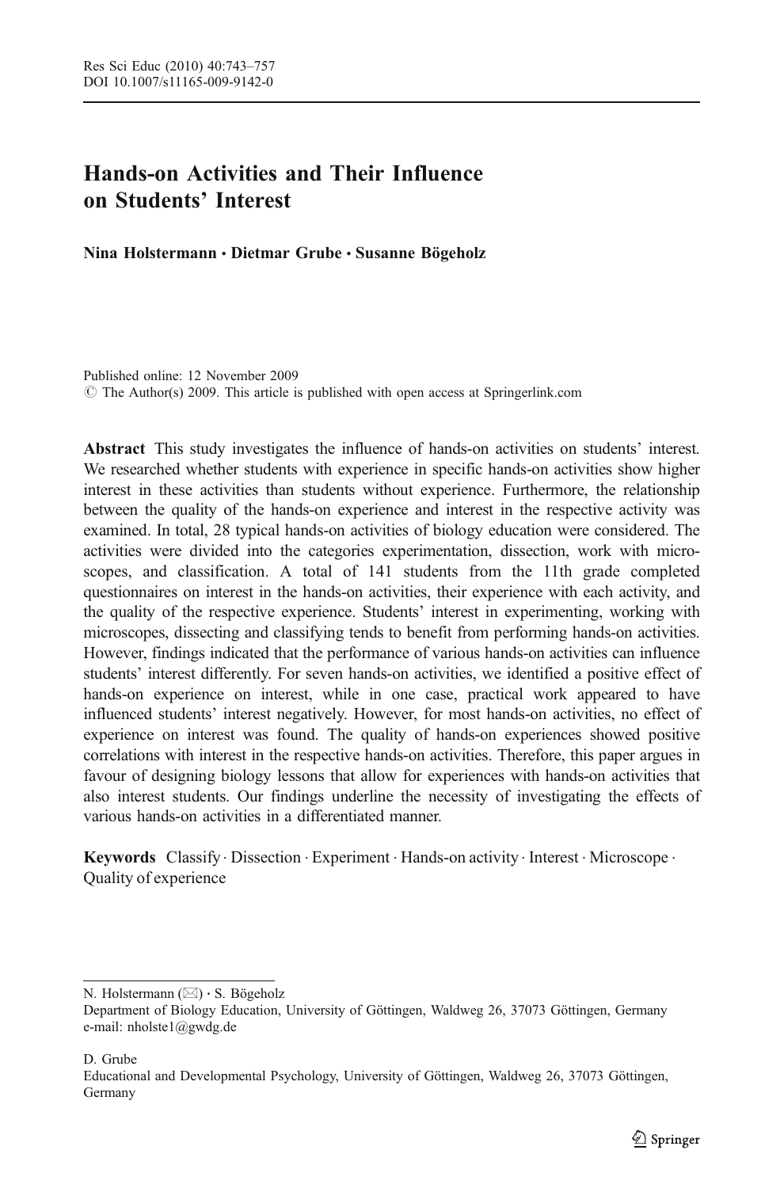# Hands-on Activities and Their Influence on Students' Interest

**Nina Holstermann · Dietmar Grube · Susanne Bögeholz**

Published online: 12 November 2009
© The Author(s) 2009. This article is published with open access at Springerlink.com

**Abstract** This study investigates the influence of hands-on activities on students' interest. We researched whether students with experience in specific hands-on activities show higher interest in these activities than students without experience. Furthermore, the relationship between the quality of the hands-on experience and interest in the respective activity was examined. In total, 28 typical hands-on activities of biology education were considered. The activities were divided into the categories experimentation, dissection, work with microscopes, and classification. A total of 141 students from the 11th grade completed questionnaires on interest in the hands-on activities, their experience with each activity, and the quality of the respective experience. Students' interest in experimenting, working with microscopes, dissecting and classifying tends to benefit from performing hands-on activities. However, findings indicated that the performance of various hands-on activities can influence students' interest differently. For seven hands-on activities, we identified a positive effect of hands-on experience on interest, while in one case, practical work appeared to have influenced students' interest negatively. However, for most hands-on activities, no effect of experience on interest was found. The quality of hands-on experiences showed positive correlations with interest in the respective hands-on activities. Therefore, this paper argues in favour of designing biology lessons that allow for experiences with hands-on activities that also interest students. Our findings underline the necessity of investigating the effects of various hands-on activities in a differentiated manner.

**Keywords** Classify · Dissection · Experiment · Hands-on activity · Interest · Microscope · Quality of experience

---

N. Holstermann (✉) · S. Bögeholz
Department of Biology Education, University of Göttingen, Waldweg 26, 37073 Göttingen, Germany
e-mail: nholste1@gwdg.de

D. Grube
Educational and Developmental Psychology, University of Göttingen, Waldweg 26, 37073 Göttingen, Germany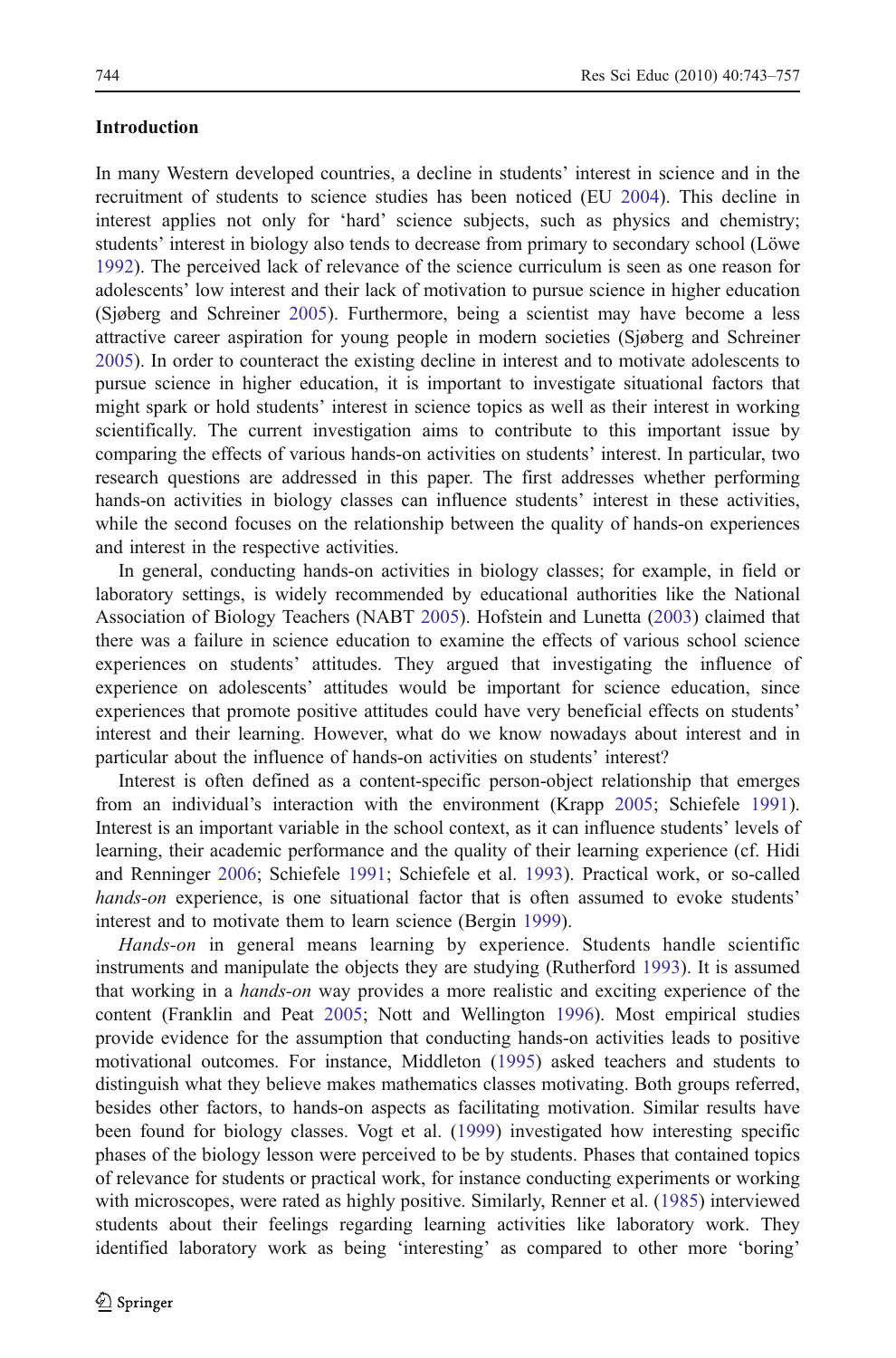## Introduction

In many Western developed countries, a decline in students' interest in science and in the recruitment of students to science studies has been noticed (EU 2004). This decline in interest applies not only for 'hard' science subjects, such as physics and chemistry; students' interest in biology also tends to decrease from primary to secondary school (Löwe 1992). The perceived lack of relevance of the science curriculum is seen as one reason for adolescents' low interest and their lack of motivation to pursue science in higher education (Sjøberg and Schreiner 2005). Furthermore, being a scientist may have become a less attractive career aspiration for young people in modern societies (Sjøberg and Schreiner 2005). In order to counteract the existing decline in interest and to motivate adolescents to pursue science in higher education, it is important to investigate situational factors that might spark or hold students' interest in science topics as well as their interest in working scientifically. The current investigation aims to contribute to this important issue by comparing the effects of various hands-on activities on students' interest. In particular, two research questions are addressed in this paper. The first addresses whether performing hands-on activities in biology classes can influence students' interest in these activities, while the second focuses on the relationship between the quality of hands-on experiences and interest in the respective activities.

In general, conducting hands-on activities in biology classes; for example, in field or laboratory settings, is widely recommended by educational authorities like the National Association of Biology Teachers (NABT 2005). Hofstein and Lunetta (2003) claimed that there was a failure in science education to examine the effects of various school science experiences on students' attitudes. They argued that investigating the influence of experience on adolescents' attitudes would be important for science education, since experiences that promote positive attitudes could have very beneficial effects on students' interest and their learning. However, what do we know nowadays about interest and in particular about the influence of hands-on activities on students' interest?

Interest is often defined as a content-specific person-object relationship that emerges from an individual's interaction with the environment (Krapp 2005; Schiefele 1991). Interest is an important variable in the school context, as it can influence students' levels of learning, their academic performance and the quality of their learning experience (cf. Hidi and Renninger 2006; Schiefele 1991; Schiefele et al. 1993). Practical work, or so-called *hands-on* experience, is one situational factor that is often assumed to evoke students' interest and to motivate them to learn science (Bergin 1999).

*Hands-on* in general means learning by experience. Students handle scientific instruments and manipulate the objects they are studying (Rutherford 1993). It is assumed that working in a *hands-on* way provides a more realistic and exciting experience of the content (Franklin and Peat 2005; Nott and Wellington 1996). Most empirical studies provide evidence for the assumption that conducting hands-on activities leads to positive motivational outcomes. For instance, Middleton (1995) asked teachers and students to distinguish what they believe makes mathematics classes motivating. Both groups referred, besides other factors, to hands-on aspects as facilitating motivation. Similar results have been found for biology classes. Vogt et al. (1999) investigated how interesting specific phases of the biology lesson were perceived to be by students. Phases that contained topics of relevance for students or practical work, for instance conducting experiments or working with microscopes, were rated as highly positive. Similarly, Renner et al. (1985) interviewed students about their feelings regarding learning activities like laboratory work. They identified laboratory work as being 'interesting' as compared to other more 'boring'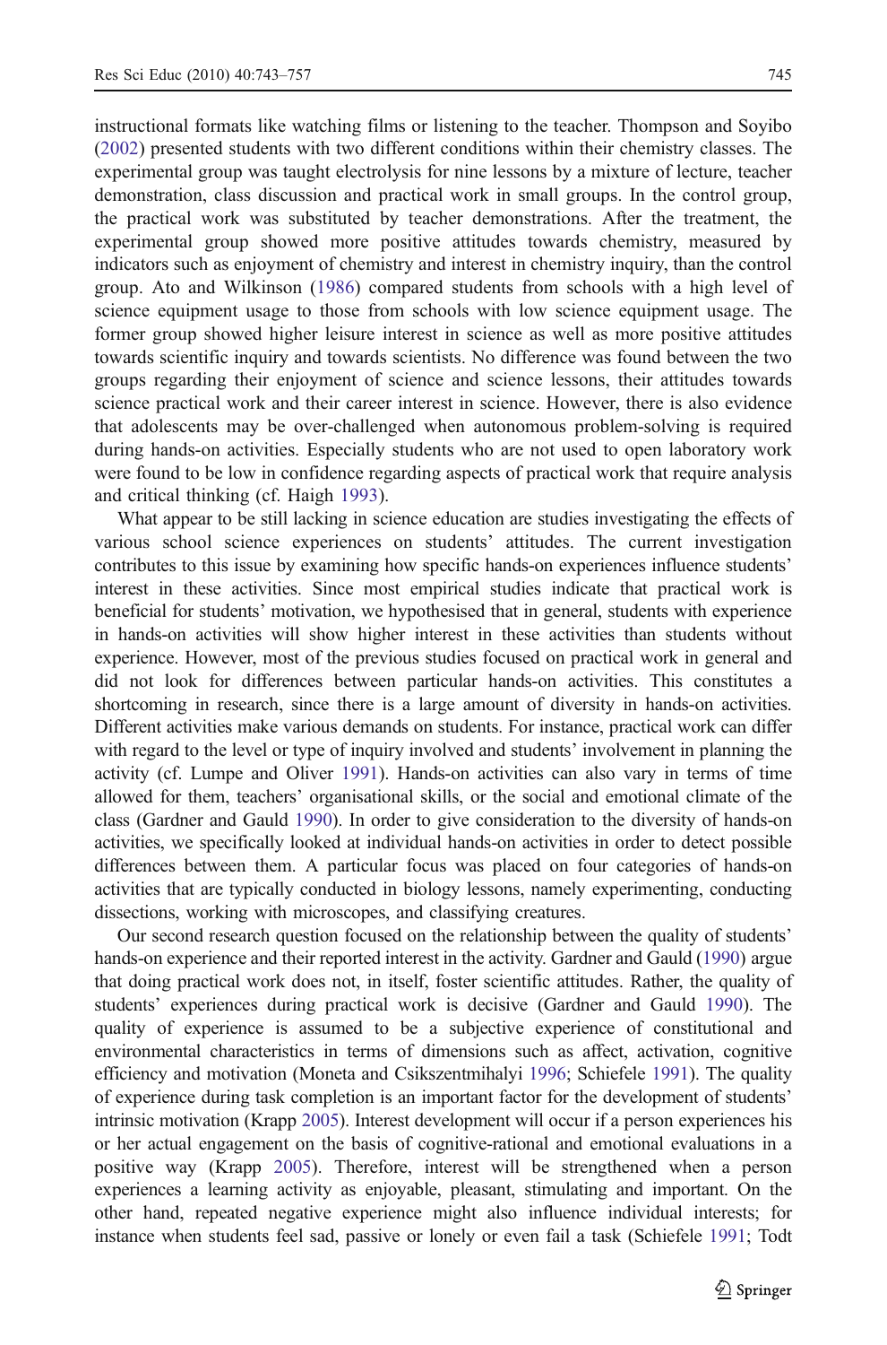instructional formats like watching films or listening to the teacher. Thompson and Soyibo (2002) presented students with two different conditions within their chemistry classes. The experimental group was taught electrolysis for nine lessons by a mixture of lecture, teacher demonstration, class discussion and practical work in small groups. In the control group, the practical work was substituted by teacher demonstrations. After the treatment, the experimental group showed more positive attitudes towards chemistry, measured by indicators such as enjoyment of chemistry and interest in chemistry inquiry, than the control group. Ato and Wilkinson (1986) compared students from schools with a high level of science equipment usage to those from schools with low science equipment usage. The former group showed higher leisure interest in science as well as more positive attitudes towards scientific inquiry and towards scientists. No difference was found between the two groups regarding their enjoyment of science and science lessons, their attitudes towards science practical work and their career interest in science. However, there is also evidence that adolescents may be over-challenged when autonomous problem-solving is required during hands-on activities. Especially students who are not used to open laboratory work were found to be low in confidence regarding aspects of practical work that require analysis and critical thinking (cf. Haigh 1993).

What appear to be still lacking in science education are studies investigating the effects of various school science experiences on students' attitudes. The current investigation contributes to this issue by examining how specific hands-on experiences influence students' interest in these activities. Since most empirical studies indicate that practical work is beneficial for students' motivation, we hypothesised that in general, students with experience in hands-on activities will show higher interest in these activities than students without experience. However, most of the previous studies focused on practical work in general and did not look for differences between particular hands-on activities. This constitutes a shortcoming in research, since there is a large amount of diversity in hands-on activities. Different activities make various demands on students. For instance, practical work can differ with regard to the level or type of inquiry involved and students' involvement in planning the activity (cf. Lumpe and Oliver 1991). Hands-on activities can also vary in terms of time allowed for them, teachers' organisational skills, or the social and emotional climate of the class (Gardner and Gauld 1990). In order to give consideration to the diversity of hands-on activities, we specifically looked at individual hands-on activities in order to detect possible differences between them. A particular focus was placed on four categories of hands-on activities that are typically conducted in biology lessons, namely experimenting, conducting dissections, working with microscopes, and classifying creatures.

Our second research question focused on the relationship between the quality of students' hands-on experience and their reported interest in the activity. Gardner and Gauld (1990) argue that doing practical work does not, in itself, foster scientific attitudes. Rather, the quality of students' experiences during practical work is decisive (Gardner and Gauld 1990). The quality of experience is assumed to be a subjective experience of constitutional and environmental characteristics in terms of dimensions such as affect, activation, cognitive efficiency and motivation (Moneta and Csikszentmihalyi 1996; Schiefele 1991). The quality of experience during task completion is an important factor for the development of students' intrinsic motivation (Krapp 2005). Interest development will occur if a person experiences his or her actual engagement on the basis of cognitive-rational and emotional evaluations in a positive way (Krapp 2005). Therefore, interest will be strengthened when a person experiences a learning activity as enjoyable, pleasant, stimulating and important. On the other hand, repeated negative experience might also influence individual interests; for instance when students feel sad, passive or lonely or even fail a task (Schiefele 1991; Todt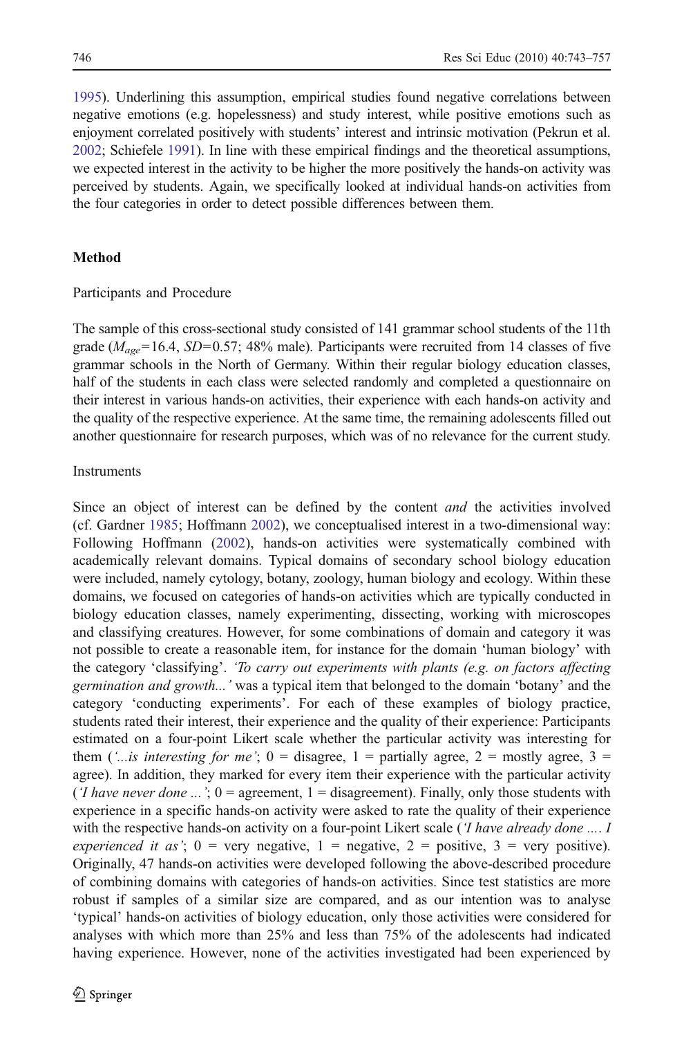1995). Underlining this assumption, empirical studies found negative correlations between negative emotions (e.g. hopelessness) and study interest, while positive emotions such as enjoyment correlated positively with students' interest and intrinsic motivation (Pekrun et al. 2002; Schiefele 1991). In line with these empirical findings and the theoretical assumptions, we expected interest in the activity to be higher the more positively the hands-on activity was perceived by students. Again, we specifically looked at individual hands-on activities from the four categories in order to detect possible differences between them.

## Method

### Participants and Procedure

The sample of this cross-sectional study consisted of 141 grammar school students of the 11th grade ($M_{age}$=16.4, $SD$=0.57; 48% male). Participants were recruited from 14 classes of five grammar schools in the North of Germany. Within their regular biology education classes, half of the students in each class were selected randomly and completed a questionnaire on their interest in various hands-on activities, their experience with each hands-on activity and the quality of the respective experience. At the same time, the remaining adolescents filled out another questionnaire for research purposes, which was of no relevance for the current study.

### Instruments

Since an object of interest can be defined by the content *and* the activities involved (cf. Gardner 1985; Hoffmann 2002), we conceptualised interest in a two-dimensional way: Following Hoffmann (2002), hands-on activities were systematically combined with academically relevant domains. Typical domains of secondary school biology education were included, namely cytology, botany, zoology, human biology and ecology. Within these domains, we focused on categories of hands-on activities which are typically conducted in biology education classes, namely experimenting, dissecting, working with microscopes and classifying creatures. However, for some combinations of domain and category it was not possible to create a reasonable item, for instance for the domain 'human biology' with the category 'classifying'. *'To carry out experiments with plants (e.g. on factors affecting germination and growth...'* was a typical item that belonged to the domain 'botany' and the category 'conducting experiments'. For each of these examples of biology practice, students rated their interest, their experience and the quality of their experience: Participants estimated on a four-point Likert scale whether the particular activity was interesting for them (*'...is interesting for me'*; 0 = disagree, 1 = partially agree, 2 = mostly agree, 3 = agree). In addition, they marked for every item their experience with the particular activity (*'I have never done ...'*; 0 = agreement, 1 = disagreement). Finally, only those students with experience in a specific hands-on activity were asked to rate the quality of their experience with the respective hands-on activity on a four-point Likert scale (*'I have already done .... I experienced it as'*; 0 = very negative, 1 = negative, 2 = positive, 3 = very positive). Originally, 47 hands-on activities were developed following the above-described procedure of combining domains with categories of hands-on activities. Since test statistics are more robust if samples of a similar size are compared, and as our intention was to analyse 'typical' hands-on activities of biology education, only those activities were considered for analyses with which more than 25% and less than 75% of the adolescents had indicated having experience. However, none of the activities investigated had been experienced by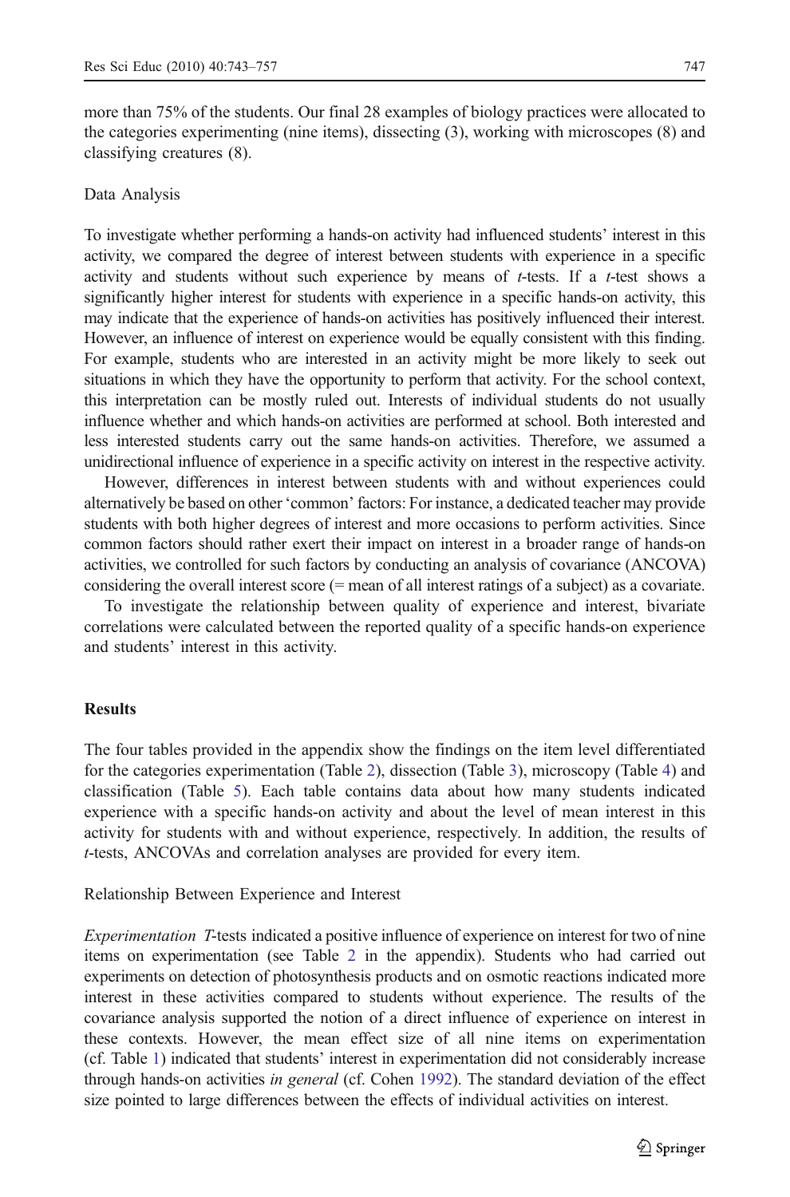more than 75% of the students. Our final 28 examples of biology practices were allocated to the categories experimenting (nine items), dissecting (3), working with microscopes (8) and classifying creatures (8).

### Data Analysis

To investigate whether performing a hands-on activity had influenced students' interest in this activity, we compared the degree of interest between students with experience in a specific activity and students without such experience by means of *t*-tests. If a *t*-test shows a significantly higher interest for students with experience in a specific hands-on activity, this may indicate that the experience of hands-on activities has positively influenced their interest. However, an influence of interest on experience would be equally consistent with this finding. For example, students who are interested in an activity might be more likely to seek out situations in which they have the opportunity to perform that activity. For the school context, this interpretation can be mostly ruled out. Interests of individual students do not usually influence whether and which hands-on activities are performed at school. Both interested and less interested students carry out the same hands-on activities. Therefore, we assumed a unidirectional influence of experience in a specific activity on interest in the respective activity.

However, differences in interest between students with and without experiences could alternatively be based on other 'common' factors: For instance, a dedicated teacher may provide students with both higher degrees of interest and more occasions to perform activities. Since common factors should rather exert their impact on interest in a broader range of hands-on activities, we controlled for such factors by conducting an analysis of covariance (ANCOVA) considering the overall interest score (= mean of all interest ratings of a subject) as a covariate.

To investigate the relationship between quality of experience and interest, bivariate correlations were calculated between the reported quality of a specific hands-on experience and students' interest in this activity.

## Results

The four tables provided in the appendix show the findings on the item level differentiated for the categories experimentation (Table 2), dissection (Table 3), microscopy (Table 4) and classification (Table 5). Each table contains data about how many students indicated experience with a specific hands-on activity and about the level of mean interest in this activity for students with and without experience, respectively. In addition, the results of *t*-tests, ANCOVAs and correlation analyses are provided for every item.

### Relationship Between Experience and Interest

*Experimentation* *T*-tests indicated a positive influence of experience on interest for two of nine items on experimentation (see Table 2 in the appendix). Students who had carried out experiments on detection of photosynthesis products and on osmotic reactions indicated more interest in these activities compared to students without experience. The results of the covariance analysis supported the notion of a direct influence of experience on interest in these contexts. However, the mean effect size of all nine items on experimentation (cf. Table 1) indicated that students' interest in experimentation did not considerably increase through hands-on activities *in general* (cf. Cohen 1992). The standard deviation of the effect size pointed to large differences between the effects of individual activities on interest.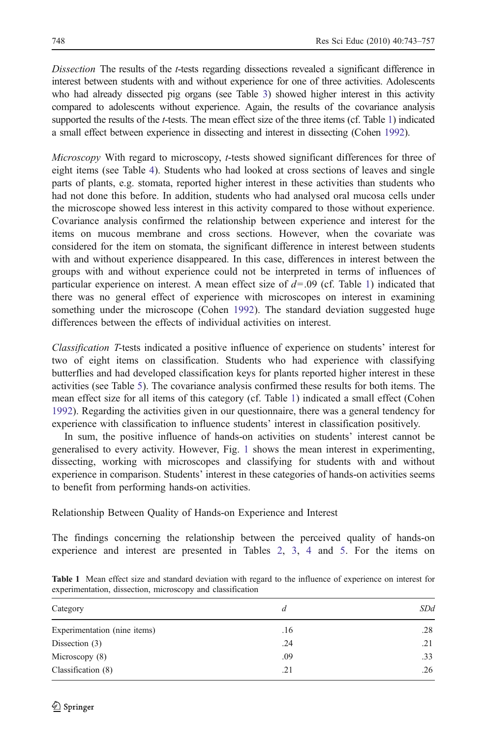*Dissection* The results of the *t*-tests regarding dissections revealed a significant difference in interest between students with and without experience for one of three activities. Adolescents who had already dissected pig organs (see Table 3) showed higher interest in this activity compared to adolescents without experience. Again, the results of the covariance analysis supported the results of the *t*-tests. The mean effect size of the three items (cf. Table 1) indicated a small effect between experience in dissecting and interest in dissecting (Cohen 1992).

*Microscopy* With regard to microscopy, *t*-tests showed significant differences for three of eight items (see Table 4). Students who had looked at cross sections of leaves and single parts of plants, e.g. stomata, reported higher interest in these activities than students who had not done this before. In addition, students who had analysed oral mucosa cells under the microscope showed less interest in this activity compared to those without experience. Covariance analysis confirmed the relationship between experience and interest for the items on mucous membrane and cross sections. However, when the covariate was considered for the item on stomata, the significant difference in interest between students with and without experience disappeared. In this case, differences in interest between the groups with and without experience could not be interpreted in terms of influences of particular experience on interest. A mean effect size of $d = .09$ (cf. Table 1) indicated that there was no general effect of experience with microscopes on interest in examining something under the microscope (Cohen 1992). The standard deviation suggested huge differences between the effects of individual activities on interest.

*Classification* *T*-tests indicated a positive influence of experience on students' interest for two of eight items on classification. Students who had experience with classifying butterflies and had developed classification keys for plants reported higher interest in these activities (see Table 5). The covariance analysis confirmed these results for both items. The mean effect size for all items of this category (cf. Table 1) indicated a small effect (Cohen 1992). Regarding the activities given in our questionnaire, there was a general tendency for experience with classification to influence students' interest in classification positively.

In sum, the positive influence of hands-on activities on students' interest cannot be generalised to every activity. However, Fig. 1 shows the mean interest in experimenting, dissecting, working with microscopes and classifying for students with and without experience in comparison. Students' interest in these categories of hands-on activities seems to benefit from performing hands-on activities.

## Relationship Between Quality of Hands-on Experience and Interest

The findings concerning the relationship between the perceived quality of hands-on experience and interest are presented in Tables 2, 3, 4 and 5. For the items on

**Table 1** Mean effect size and standard deviation with regard to the influence of experience on interest for experimentation, dissection, microscopy and classification

| Category | *d* | *SDd* |
|---|---|---|
| Experimentation (nine items) | .16 | .28 |
| Dissection (3) | .24 | .21 |
| Microscopy (8) | .09 | .33 |
| Classification (8) | .21 | .26 |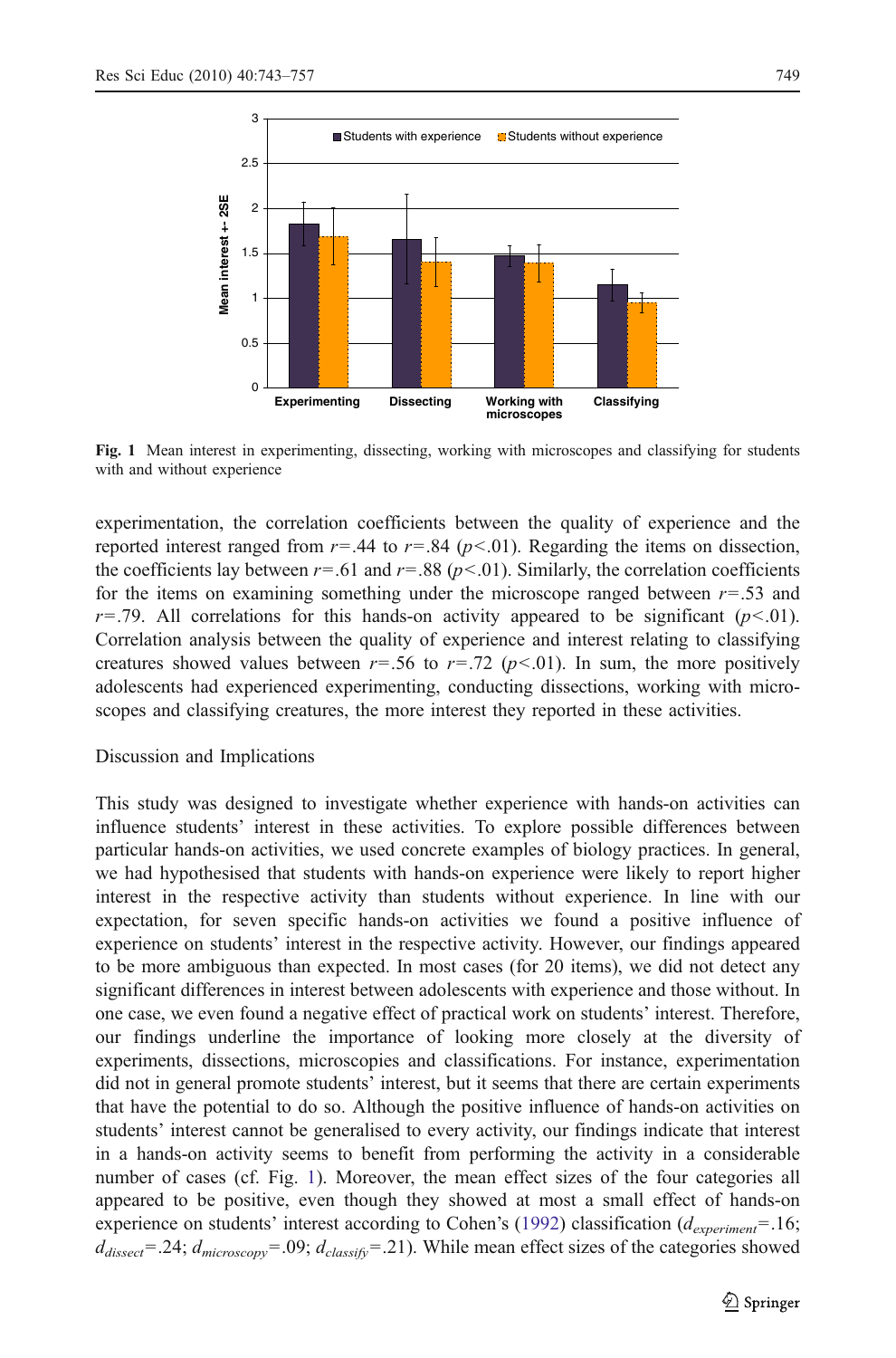Fig. 1 Mean interest in experimenting, dissecting, working with microscopes and classifying for students with and without experience

experimentation, the correlation coefficients between the quality of experience and the reported interest ranged from $r=.44$ to $r=.84$ ($p<.01$). Regarding the items on dissection, the coefficients lay between $r=.61$ and $r=.88$ ($p<.01$). Similarly, the correlation coefficients for the items on examining something under the microscope ranged between $r=.53$ and $r=.79$. All correlations for this hands-on activity appeared to be significant ($p<.01$). Correlation analysis between the quality of experience and interest relating to classifying creatures showed values between $r=.56$ to $r=.72$ ($p<.01$). In sum, the more positively adolescents had experienced experimenting, conducting dissections, working with microscopes and classifying creatures, the more interest they reported in these activities.

## Discussion and Implications

This study was designed to investigate whether experience with hands-on activities can influence students' interest in these activities. To explore possible differences between particular hands-on activities, we used concrete examples of biology practices. In general, we had hypothesised that students with hands-on experience were likely to report higher interest in the respective activity than students without experience. In line with our expectation, for seven specific hands-on activities we found a positive influence of experience on students' interest in the respective activity. However, our findings appeared to be more ambiguous than expected. In most cases (for 20 items), we did not detect any significant differences in interest between adolescents with experience and those without. In one case, we even found a negative effect of practical work on students' interest. Therefore, our findings underline the importance of looking more closely at the diversity of experiments, dissections, microscopies and classifications. For instance, experimentation did not in general promote students' interest, but it seems that there are certain experiments that have the potential to do so. Although the positive influence of hands-on activities on students' interest cannot be generalised to every activity, our findings indicate that interest in a hands-on activity seems to benefit from performing the activity in a considerable number of cases (cf. Fig. 1). Moreover, the mean effect sizes of the four categories all appeared to be positive, even though they showed at most a small effect of hands-on experience on students' interest according to Cohen's (1992) classification ($d_{experiment}=.16$; $d_{dissect}=.24$; $d_{microscopy}=.09$; $d_{classify}=.21$). While mean effect sizes of the categories showed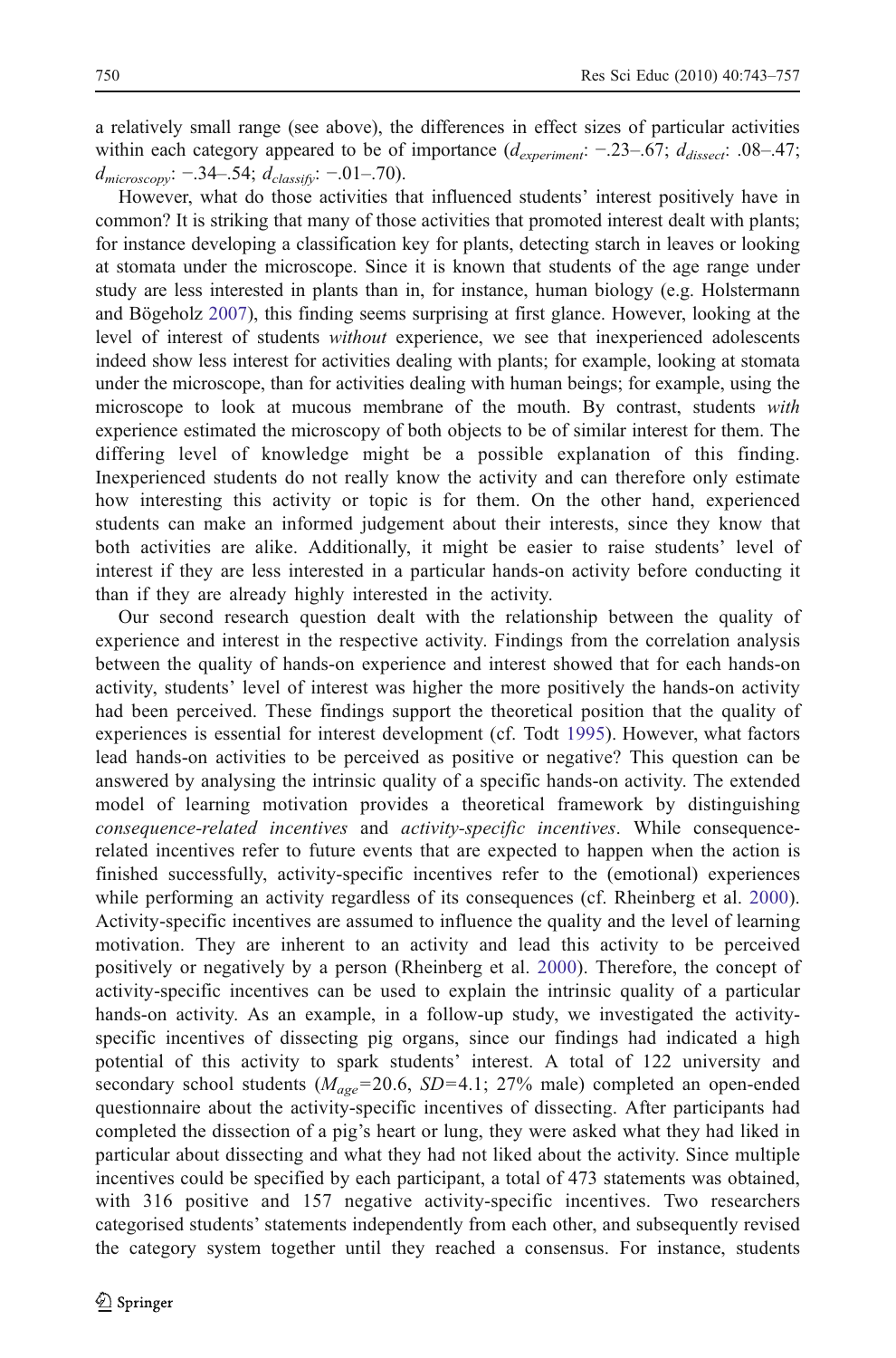a relatively small range (see above), the differences in effect sizes of particular activities within each category appeared to be of importance ($d_{experiment}$: −.23–.67; $d_{dissect}$: .08–.47; $d_{microscopy}$: −.34–.54; $d_{classify}$: −.01–.70).

However, what do those activities that influenced students' interest positively have in common? It is striking that many of those activities that promoted interest dealt with plants; for instance developing a classification key for plants, detecting starch in leaves or looking at stomata under the microscope. Since it is known that students of the age range under study are less interested in plants than in, for instance, human biology (e.g. Holstermann and Bögeholz 2007), this finding seems surprising at first glance. However, looking at the level of interest of students *without* experience, we see that inexperienced adolescents indeed show less interest for activities dealing with plants; for example, looking at stomata under the microscope, than for activities dealing with human beings; for example, using the microscope to look at mucous membrane of the mouth. By contrast, students *with* experience estimated the microscopy of both objects to be of similar interest for them. The differing level of knowledge might be a possible explanation of this finding. Inexperienced students do not really know the activity and can therefore only estimate how interesting this activity or topic is for them. On the other hand, experienced students can make an informed judgement about their interests, since they know that both activities are alike. Additionally, it might be easier to raise students' level of interest if they are less interested in a particular hands-on activity before conducting it than if they are already highly interested in the activity.

Our second research question dealt with the relationship between the quality of experience and interest in the respective activity. Findings from the correlation analysis between the quality of hands-on experience and interest showed that for each hands-on activity, students' level of interest was higher the more positively the hands-on activity had been perceived. These findings support the theoretical position that the quality of experiences is essential for interest development (cf. Todt 1995). However, what factors lead hands-on activities to be perceived as positive or negative? This question can be answered by analysing the intrinsic quality of a specific hands-on activity. The extended model of learning motivation provides a theoretical framework by distinguishing *consequence-related incentives* and *activity-specific incentives*. While consequence-related incentives refer to future events that are expected to happen when the action is finished successfully, activity-specific incentives refer to the (emotional) experiences while performing an activity regardless of its consequences (cf. Rheinberg et al. 2000). Activity-specific incentives are assumed to influence the quality and the level of learning motivation. They are inherent to an activity and lead this activity to be perceived positively or negatively by a person (Rheinberg et al. 2000). Therefore, the concept of activity-specific incentives can be used to explain the intrinsic quality of a particular hands-on activity. As an example, in a follow-up study, we investigated the activity-specific incentives of dissecting pig organs, since our findings had indicated a high potential of this activity to spark students' interest. A total of 122 university and secondary school students ($M_{age}$=20.6, $SD$=4.1; 27% male) completed an open-ended questionnaire about the activity-specific incentives of dissecting. After participants had completed the dissection of a pig's heart or lung, they were asked what they had liked in particular about dissecting and what they had not liked about the activity. Since multiple incentives could be specified by each participant, a total of 473 statements was obtained, with 316 positive and 157 negative activity-specific incentives. Two researchers categorised students' statements independently from each other, and subsequently revised the category system together until they reached a consensus. For instance, students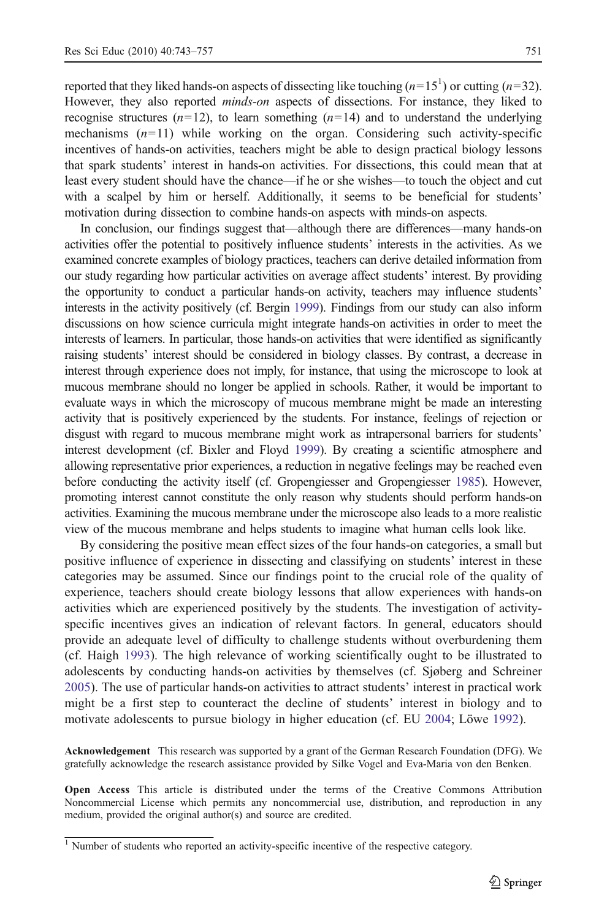reported that they liked hands-on aspects of dissecting like touching ($n=15$[1]) or cutting ($n=32$). However, they also reported *minds-on* aspects of dissections. For instance, they liked to recognise structures ($n=12$), to learn something ($n=14$) and to understand the underlying mechanisms ($n=11$) while working on the organ. Considering such activity-specific incentives of hands-on activities, teachers might be able to design practical biology lessons that spark students' interest in hands-on activities. For dissections, this could mean that at least every student should have the chance—if he or she wishes—to touch the object and cut with a scalpel by him or herself. Additionally, it seems to be beneficial for students' motivation during dissection to combine hands-on aspects with minds-on aspects.

In conclusion, our findings suggest that—although there are differences—many hands-on activities offer the potential to positively influence students' interests in the activities. As we examined concrete examples of biology practices, teachers can derive detailed information from our study regarding how particular activities on average affect students' interest. By providing the opportunity to conduct a particular hands-on activity, teachers may influence students' interests in the activity positively (cf. Bergin 1999). Findings from our study can also inform discussions on how science curricula might integrate hands-on activities in order to meet the interests of learners. In particular, those hands-on activities that were identified as significantly raising students' interest should be considered in biology classes. By contrast, a decrease in interest through experience does not imply, for instance, that using the microscope to look at mucous membrane should no longer be applied in schools. Rather, it would be important to evaluate ways in which the microscopy of mucous membrane might be made an interesting activity that is positively experienced by the students. For instance, feelings of rejection or disgust with regard to mucous membrane might work as intrapersonal barriers for students' interest development (cf. Bixler and Floyd 1999). By creating a scientific atmosphere and allowing representative prior experiences, a reduction in negative feelings may be reached even before conducting the activity itself (cf. Gropengiesser and Gropengiesser 1985). However, promoting interest cannot constitute the only reason why students should perform hands-on activities. Examining the mucous membrane under the microscope also leads to a more realistic view of the mucous membrane and helps students to imagine what human cells look like.

By considering the positive mean effect sizes of the four hands-on categories, a small but positive influence of experience in dissecting and classifying on students' interest in these categories may be assumed. Since our findings point to the crucial role of the quality of experience, teachers should create biology lessons that allow experiences with hands-on activities which are experienced positively by the students. The investigation of activity-specific incentives gives an indication of relevant factors. In general, educators should provide an adequate level of difficulty to challenge students without overburdening them (cf. Haigh 1993). The high relevance of working scientifically ought to be illustrated to adolescents by conducting hands-on activities by themselves (cf. Sjøberg and Schreiner 2005). The use of particular hands-on activities to attract students' interest in practical work might be a first step to counteract the decline of students' interest in biology and to motivate adolescents to pursue biology in higher education (cf. EU 2004; Löwe 1992).

**Acknowledgement** This research was supported by a grant of the German Research Foundation (DFG). We gratefully acknowledge the research assistance provided by Silke Vogel and Eva-Maria von den Benken.

**Open Access** This article is distributed under the terms of the Creative Commons Attribution Noncommercial License which permits any noncommercial use, distribution, and reproduction in any medium, provided the original author(s) and source are credited.

[1] Number of students who reported an activity-specific incentive of the respective category.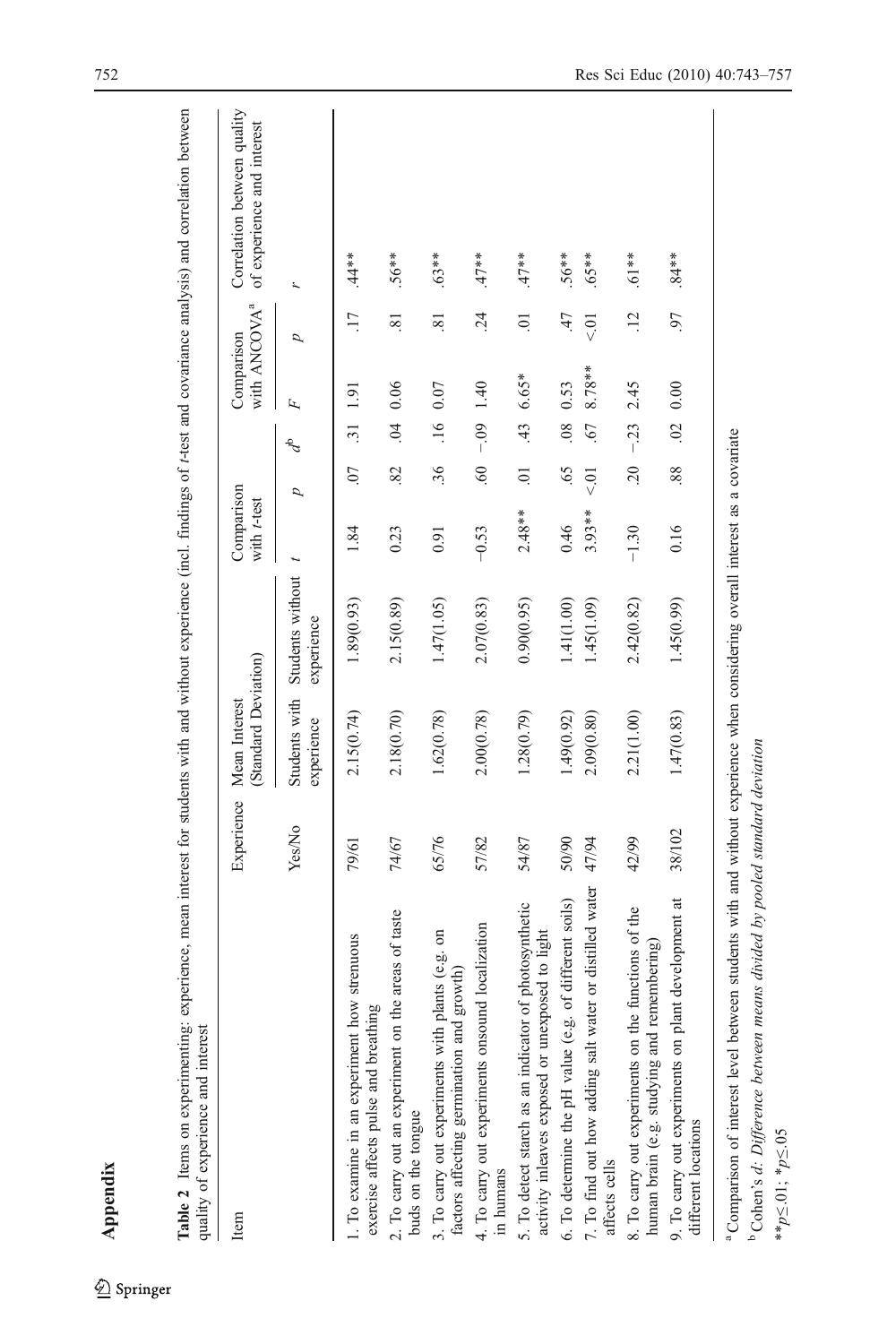# Appendix

**Table 2** Items on experimenting: experience, mean interest for students with and without experience (incl. findings of *t*-test and covariance analysis) and correlation between quality of experience and interest

| Item | Experience | Mean Interest (Standard Deviation) | | Comparison with *t*-test | | | Comparison with ANCOVA[a] | | Correlation between quality of experience and interest |
|---|---|---|---|---|---|---|---|---|---|
| | Yes/No | Students with experience | Students without experience | *t* | *p* | *d*[b] | *F* | *p* | *r* |
| 1. To examine in an experiment how strenuous exercise affects pulse and breathing | 79/61 | 2.15(0.74) | 1.89(0.93) | 1.84 | .07 | .31 | 1.91 | .17 | .44** |
| 2. To carry out an experiment on the areas of taste buds on the tongue | 74/67 | 2.18(0.70) | 2.15(0.89) | 0.23 | .82 | .04 | 0.06 | .81 | .56** |
| 3. To carry out experiments with plants (e.g. on factors affecting germination and growth) | 65/76 | 1.62(0.78) | 1.47(1.05) | 0.91 | .36 | .16 | 0.07 | .81 | .63** |
| 4. To carry out experiments onsound localization in humans | 57/82 | 2.00(0.78) | 2.07(0.83) | −0.53 | .60 | −.09 | 1.40 | .24 | .47** |
| 5. To detect starch as an indicator of photosynthetic activity inleaves exposed or unexposed to light | 54/87 | 1.28(0.79) | 0.90(0.95) | 2.48** | .01 | .43 | 6.65* | .01 | .47** |
| 6. To determine the pH value (e.g. of different soils) | 50/90 | 1.49(0.92) | 1.41(1.00) | 0.46 | .65 | .08 | 0.53 | .47 | .56** |
| 7. To find out how adding salt water or distilled water affects cells | 47/94 | 2.09(0.80) | 1.45(1.09) | 3.93** | <.01 | .67 | 8.78** | <.01 | .65** |
| 8. To carry out experiments on the functions of the human brain (e.g. studying and remembering) | 42/99 | 2.21(1.00) | 2.42(0.82) | −1.30 | .20 | −.23 | 2.45 | .12 | .61** |
| 9. To carry out experiments on plant development at different locations | 38/102 | 1.47(0.83) | 1.45(0.99) | 0.16 | .88 | .02 | 0.00 | .97 | .84** |

[a] Comparison of interest level between students with and without experience when considering overall interest as a covariate

[b] Cohen's *d: Difference between means divided by pooled standard deviation*

$^{**}p\leq .01$; $^{*}p\leq .05$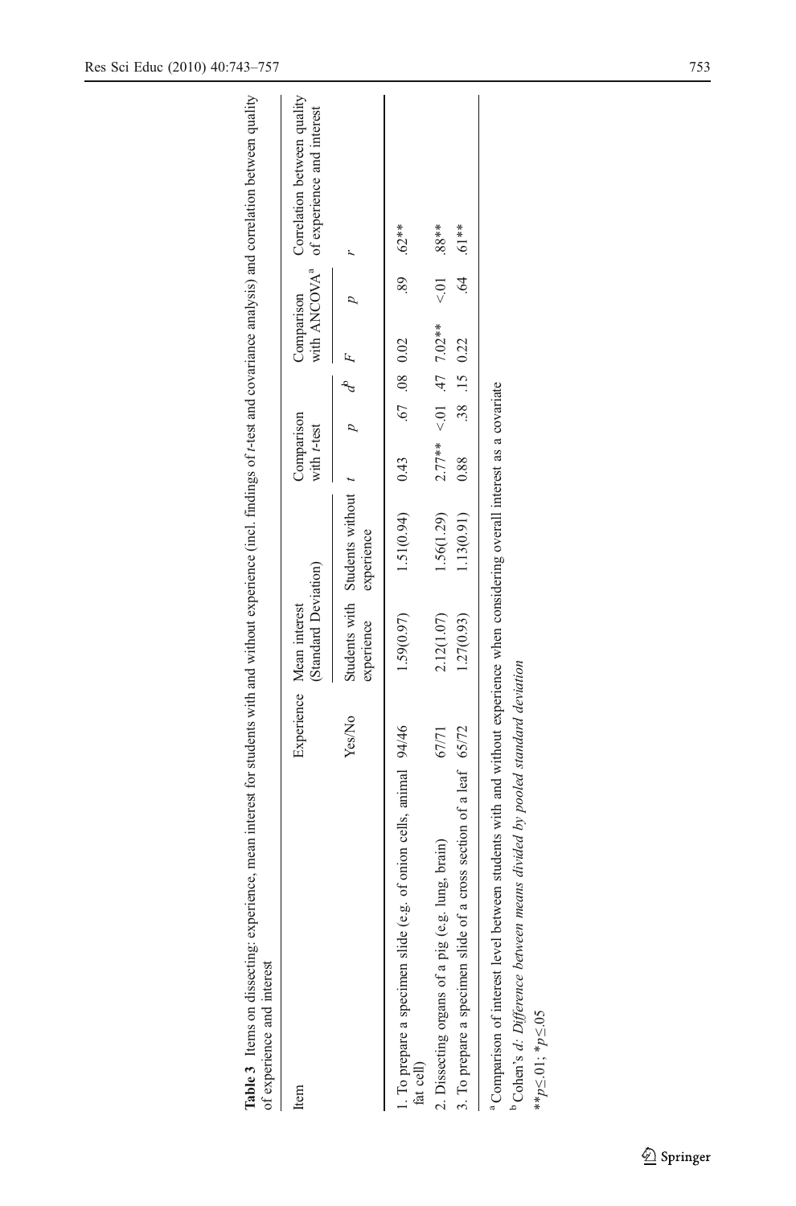**Table 3** Items on dissecting: experience, mean interest for students with and without experience (incl. findings of *t*-test and covariance analysis) and correlation between quality of experience and interest

| Item | Experience | Mean interest (Standard Deviation) | | Comparison with *t*-test | | | Comparison with ANCOVA[a] | | Correlation between quality of experience and interest |
|---|---|---|---|---|---|---|---|---|---|
| | Yes/No | Students with experience | Students without experience | *t* | *p* | *d*[b] | *F* | *p* | *r* |
| 1. To prepare a specimen slide (e.g. of onion cells, animal fat cell) | 94/46 | 1.59(0.97) | 1.51(0.94) | 0.43 | .67 | .08 | 0.02 | .89 | .62** |
| 2. Dissecting organs of a pig (e.g. lung, brain) | 67/71 | 2.12(1.07) | 1.56(1.29) | 2.77** | <.01 | .47 | 7.02** | <.01 | .88** |
| 3. To prepare a specimen slide of a cross section of a leaf | 65/72 | 1.27(0.93) | 1.13(0.91) | 0.88 | .38 | .15 | 0.22 | .64 | .61** |

[a] Comparison of interest level between students with and without experience when considering overall interest as a covariate

[b] Cohen's *d: Difference between means divided by pooled standard deviation*

$^{**}p \leq .01$; $^{*}p \leq .05$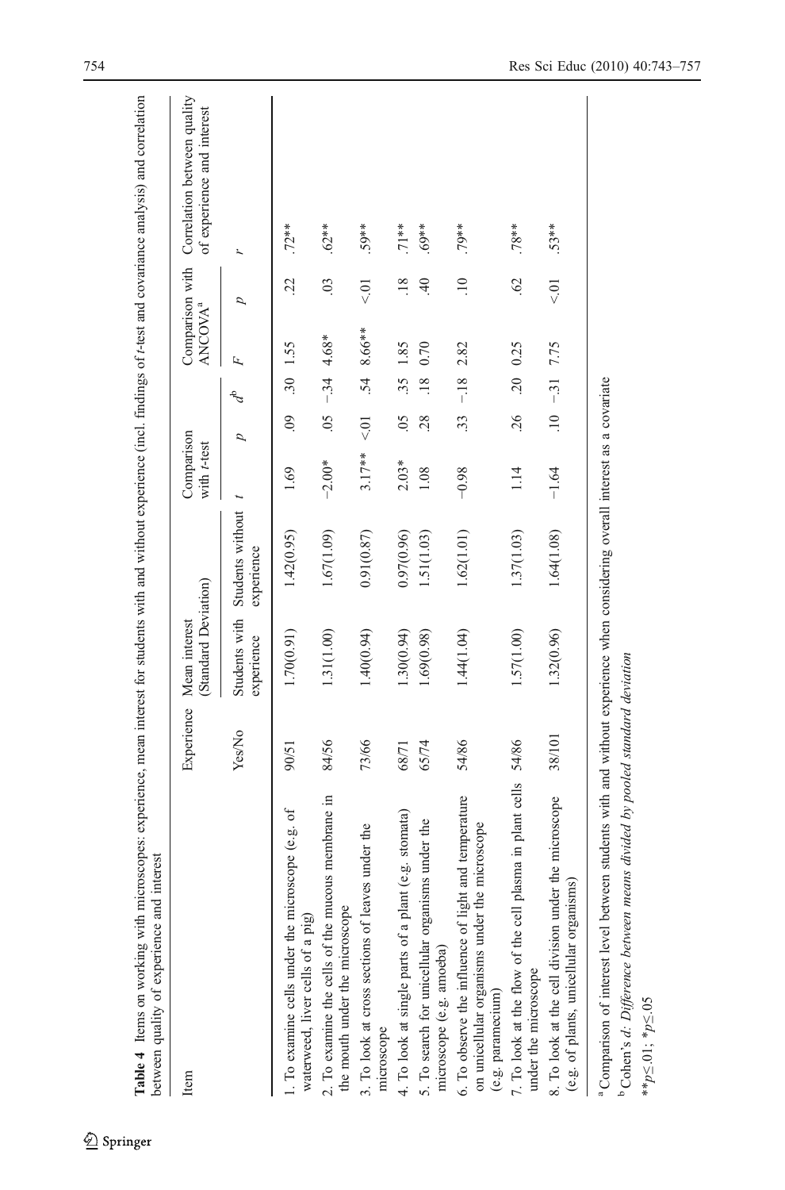**Table 4** Items on working with microscopes: experience, mean interest for students with and without experience (incl. findings of *t*-test and covariance analysis) and correlation between quality of experience and interest

| Item | Experience | Mean interest (Standard Deviation) | | Comparison with *t*-test | | | Comparison with ANCOVA[a] | | Correlation between quality of experience and interest |
|---|---|---|---|---|---|---|---|---|---|
| | Yes/No | Students with experience | Students without experience | *t* | *p* | *d*[b] | *F* | *p* | *r* |
| 1. To examine cells under the microscope (e.g. of waterweed, liver cells of a pig) | 90/51 | 1.70(0.91) | 1.42(0.95) | 1.69 | .09 | .30 | 1.55 | .22 | .72** |
| 2. To examine the cells of the mucous membrane in the mouth under the microscope | 84/56 | 1.31(1.00) | 1.67(1.09) | −2.00* | .05 | −.34 | 4.68* | .03 | .62** |
| 3. To look at cross sections of leaves under the microscope | 73/66 | 1.40(0.94) | 0.91(0.87) | 3.17** | <.01 | .54 | 8.66** | <.01 | .59** |
| 4. To look at single parts of a plant (e.g. stomata) | 68/71 | 1.30(0.94) | 0.97(0.96) | 2.03* | .05 | .35 | 1.85 | .18 | .71** |
| 5. To search for unicellular organisms under the microscope (e.g. amoeba) | 65/74 | 1.69(0.98) | 1.51(1.03) | 1.08 | .28 | .18 | 0.70 | .40 | .69** |
| 6. To observe the influence of light and temperature on unicellular organisms under the microscope (e.g. paramecium) | 54/86 | 1.44(1.04) | 1.62(1.01) | −0.98 | .33 | −.18 | 2.82 | .10 | .79** |
| 7. To look at the flow of the cell plasma in plant cells under the microscope | 54/86 | 1.57(1.00) | 1.37(1.03) | 1.14 | .26 | .20 | 0.25 | .62 | .78** |
| 8. To look at the cell division under the microscope (e.g. of plants, unicellular organisms) | 38/101 | 1.32(0.96) | 1.64(1.08) | −1.64 | .10 | −.31 | 7.75 | <.01 | .53** |

[a] Comparison of interest level between students with and without experience when considering overall interest as a covariate

[b] Cohen's *d*: *Difference between means divided by pooled standard deviation*

$^{**}p \leq .01$; $^{*}p \leq .05$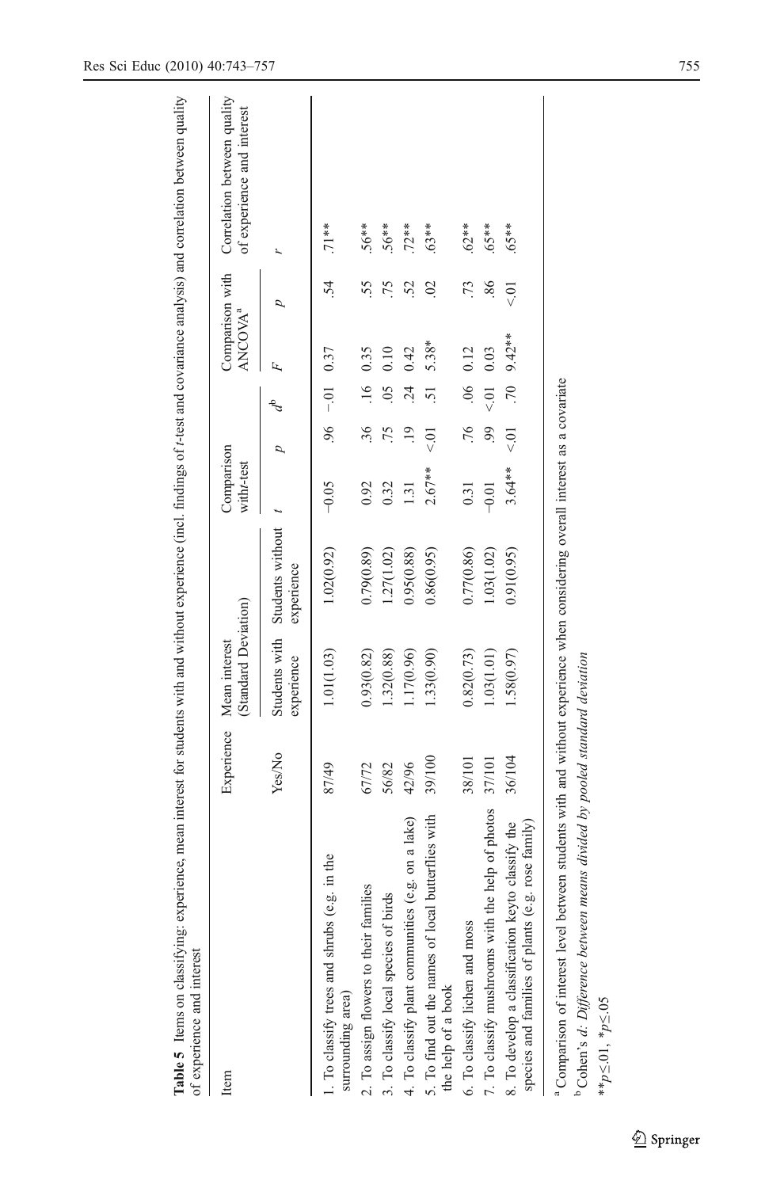**Table 5** Items on classifying: experience, mean interest for students with and without experience (incl. findings of *t*-test and covariance analysis) and correlation between quality of experience and interest

| Item | Experience | Mean interest (Standard Deviation) | | Comparison with *t*-test | | | Comparison with ANCOVA[a] | | Correlation between quality of experience and interest |
|---|---|---|---|---|---|---|---|---|---|
| | Yes/No | Students with experience | Students without experience | *t* | *p* | *d*[b] | *F* | *p* | *r* |
| 1. To classify trees and shrubs (e.g. in the surrounding area) | 87/49 | 1.01(1.03) | 1.02(0.92) | −0.05 | .96 | −.01 | 0.37 | .54 | .71** |
| 2. To assign flowers to their families | 67/72 | 0.93(0.82) | 0.79(0.89) | 0.92 | .36 | .16 | 0.35 | .55 | .56** |
| 3. To classify local species of birds | 56/82 | 1.32(0.88) | 1.27(1.02) | 0.32 | .75 | .05 | 0.10 | .75 | .56** |
| 4. To classify plant communities (e.g. on a lake) | 42/96 | 1.17(0.96) | 0.95(0.88) | 1.31 | .19 | .24 | 0.42 | .52 | .72** |
| 5. To find out the names of local butterflies with the help of a book | 39/100 | 1.33(0.90) | 0.86(0.95) | 2.67** | <.01 | .51 | 5.38* | .02 | .63** |
| 6. To classify lichen and moss | 38/101 | 0.82(0.73) | 0.77(0.86) | 0.31 | .76 | .06 | 0.12 | .73 | .62** |
| 7. To classify mushrooms with the help of photos | 37/101 | 1.03(1.01) | 1.03(1.02) | −0.01 | .99 | <.01 | 0.03 | .86 | .65** |
| 8. To develop a classification keyto classify the species and families of plants (e.g. rose family) | 36/104 | 1.58(0.97) | 0.91(0.95) | 3.64** | <.01 | .70 | 9.42** | <.01 | .65** |

[a] Comparison of interest level between students with and without experience when considering overall interest as a covariate

[b] Cohen's *d: Difference between means divided by pooled standard deviation*

$^{**}p \leq .01$, $^{*}p \leq .05$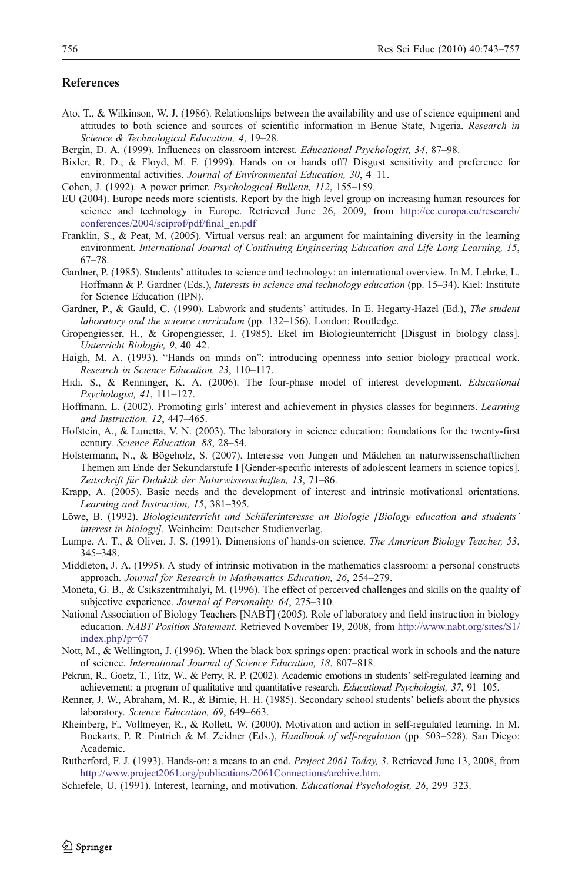## References

Ato, T., & Wilkinson, W. J. (1986). Relationships between the availability and use of science equipment and attitudes to both science and sources of scientific information in Benue State, Nigeria. *Research in Science & Technological Education, 4*, 19–28.

Bergin, D. A. (1999). Influences on classroom interest. *Educational Psychologist, 34*, 87–98.

Bixler, R. D., & Floyd, M. F. (1999). Hands on or hands off? Disgust sensitivity and preference for environmental activities. *Journal of Environmental Education, 30*, 4–11.

Cohen, J. (1992). A power primer. *Psychological Bulletin, 112*, 155–159.

EU (2004). Europe needs more scientists. Report by the high level group on increasing human resources for science and technology in Europe. Retrieved June 26, 2009, from http://ec.europa.eu/research/conferences/2004/sciprof/pdf/final_en.pdf

Franklin, S., & Peat, M. (2005). Virtual versus real: an argument for maintaining diversity in the learning environment. *International Journal of Continuing Engineering Education and Life Long Learning, 15*, 67–78.

Gardner, P. (1985). Students' attitudes to science and technology: an international overview. In M. Lehrke, L. Hoffmann & P. Gardner (Eds.), *Interests in science and technology education* (pp. 15–34). Kiel: Institute for Science Education (IPN).

Gardner, P., & Gauld, C. (1990). Labwork and students' attitudes. In E. Hegarty-Hazel (Ed.), *The student laboratory and the science curriculum* (pp. 132–156). London: Routledge.

Gropengiesser, H., & Gropengiesser, I. (1985). Ekel im Biologieunterricht [Disgust in biology class]. *Unterricht Biologie, 9*, 40–42.

Haigh, M. A. (1993). "Hands on–minds on": introducing openness into senior biology practical work. *Research in Science Education, 23*, 110–117.

Hidi, S., & Renninger, K. A. (2006). The four-phase model of interest development. *Educational Psychologist, 41*, 111–127.

Hoffmann, L. (2002). Promoting girls' interest and achievement in physics classes for beginners. *Learning and Instruction, 12*, 447–465.

Hofstein, A., & Lunetta, V. N. (2003). The laboratory in science education: foundations for the twenty-first century. *Science Education, 88*, 28–54.

Holstermann, N., & Bögeholz, S. (2007). Interesse von Jungen und Mädchen an naturwissenschaftlichen Themen am Ende der Sekundarstufe I [Gender-specific interests of adolescent learners in science topics]. *Zeitschrift für Didaktik der Naturwissenschaften, 13*, 71–86.

Krapp, A. (2005). Basic needs and the development of interest and intrinsic motivational orientations. *Learning and Instruction, 15*, 381–395.

Löwe, B. (1992). *Biologieunterricht und Schülerinteresse an Biologie [Biology education and students' interest in biology]*. Weinheim: Deutscher Studienverlag.

Lumpe, A. T., & Oliver, J. S. (1991). Dimensions of hands-on science. *The American Biology Teacher, 53*, 345–348.

Middleton, J. A. (1995). A study of intrinsic motivation in the mathematics classroom: a personal constructs approach. *Journal for Research in Mathematics Education, 26*, 254–279.

Moneta, G. B., & Csikszentmihalyi, M. (1996). The effect of perceived challenges and skills on the quality of subjective experience. *Journal of Personality, 64*, 275–310.

National Association of Biology Teachers [NABT] (2005). Role of laboratory and field instruction in biology education. *NABT Position Statement.* Retrieved November 19, 2008, from http://www.nabt.org/sites/S1/index.php?p=67

Nott, M., & Wellington, J. (1996). When the black box springs open: practical work in schools and the nature of science. *International Journal of Science Education, 18*, 807–818.

Pekrun, R., Goetz, T., Titz, W., & Perry, R. P. (2002). Academic emotions in students' self-regulated learning and achievement: a program of qualitative and quantitative research. *Educational Psychologist, 37*, 91–105.

Renner, J. W., Abraham, M. R., & Birnie, H. H. (1985). Secondary school students' beliefs about the physics laboratory. *Science Education, 69*, 649–663.

Rheinberg, F., Vollmeyer, R., & Rollett, W. (2000). Motivation and action in self-regulated learning. In M. Boekarts, P. R. Pintrich & M. Zeidner (Eds.), *Handbook of self-regulation* (pp. 503–528). San Diego: Academic.

Rutherford, F. J. (1993). Hands-on: a means to an end. *Project 2061 Today, 3*. Retrieved June 13, 2008, from http://www.project2061.org/publications/2061Connections/archive.htm.

Schiefele, U. (1991). Interest, learning, and motivation. *Educational Psychologist, 26*, 299–323.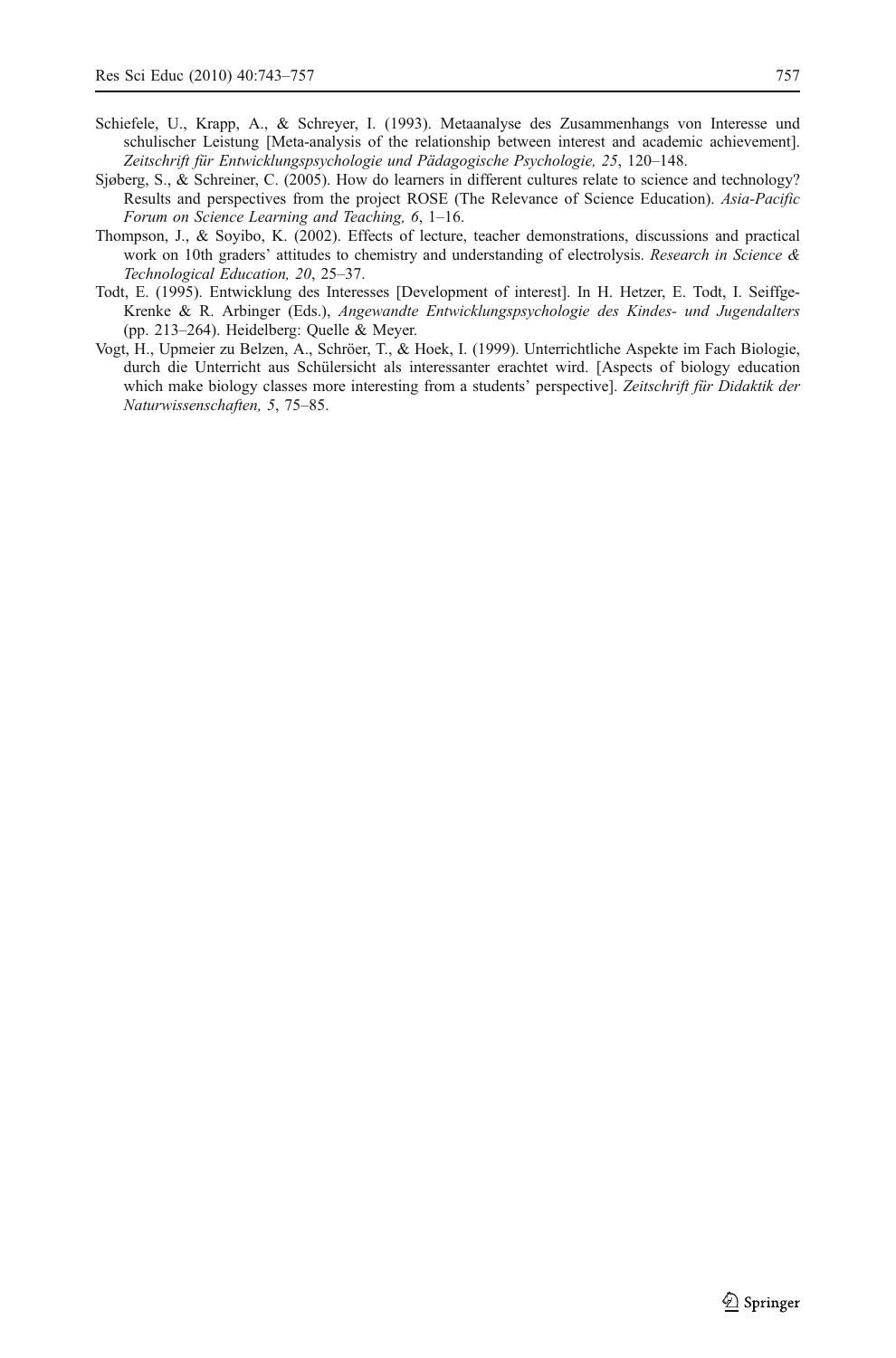Schiefele, U., Krapp, A., & Schreyer, I. (1993). Metaanalyse des Zusammenhangs von Interesse und schulischer Leistung [Meta-analysis of the relationship between interest and academic achievement]. *Zeitschrift für Entwicklungspsychologie und Pädagogische Psychologie, 25*, 120–148.

Sjøberg, S., & Schreiner, C. (2005). How do learners in different cultures relate to science and technology? Results and perspectives from the project ROSE (The Relevance of Science Education). *Asia-Pacific Forum on Science Learning and Teaching, 6*, 1–16.

Thompson, J., & Soyibo, K. (2002). Effects of lecture, teacher demonstrations, discussions and practical work on 10th graders' attitudes to chemistry and understanding of electrolysis. *Research in Science & Technological Education, 20*, 25–37.

Todt, E. (1995). Entwicklung des Interesses [Development of interest]. In H. Hetzer, E. Todt, I. Seiffge-Krenke & R. Arbinger (Eds.), *Angewandte Entwicklungspsychologie des Kindes- und Jugendalters* (pp. 213–264). Heidelberg: Quelle & Meyer.

Vogt, H., Upmeier zu Belzen, A., Schröer, T., & Hoek, I. (1999). Unterrichtliche Aspekte im Fach Biologie, durch die Unterricht aus Schülersicht als interessanter erachtet wird. [Aspects of biology education which make biology classes more interesting from a students' perspective]. *Zeitschrift für Didaktik der Naturwissenschaften, 5*, 75–85.